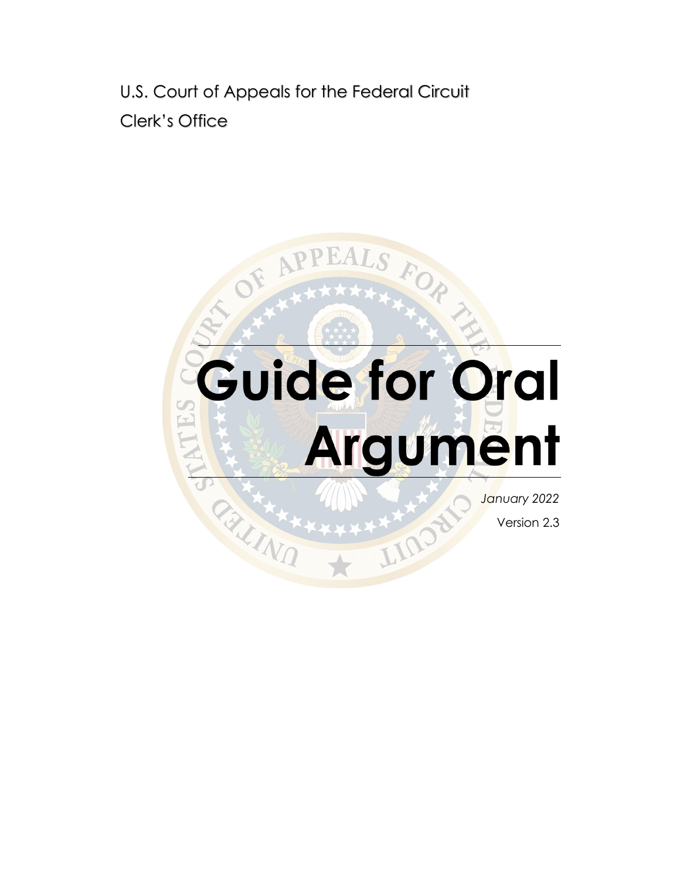U.S. Court of Appeals for the Federal Circuit

Clerk's Office

# Guide for Oral Argument

*January 2022*

Version 2.3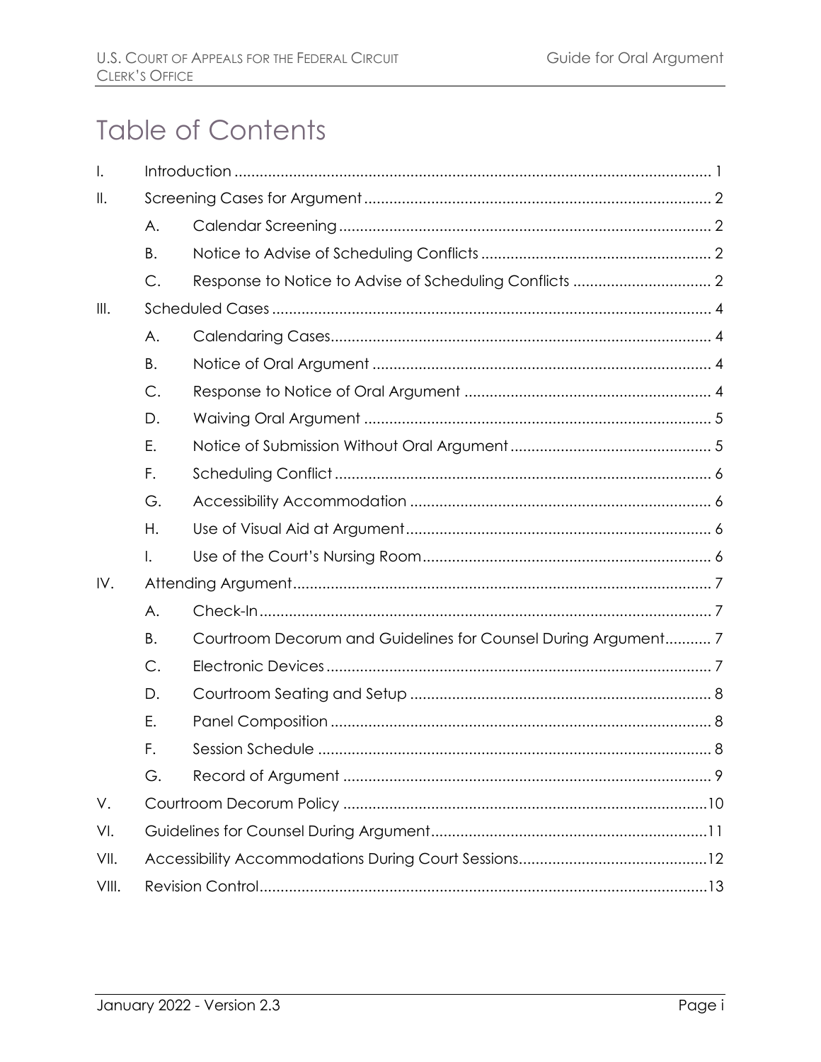# Table of Contents

| | | | |
|---|---|---|---|
| I. | Introduction | | 1 |
| II. | Screening Cases for Argument | | 2 |
| | A. | Calendar Screening | 2 |
| | B. | Notice to Advise of Scheduling Conflicts | 2 |
| | C. | Response to Notice to Advise of Scheduling Conflicts | 2 |
| III. | Scheduled Cases | | 4 |
| | A. | Calendaring Cases | 4 |
| | B. | Notice of Oral Argument | 4 |
| | C. | Response to Notice of Oral Argument | 4 |
| | D. | Waiving Oral Argument | 5 |
| | E. | Notice of Submission Without Oral Argument | 5 |
| | F. | Scheduling Conflict | 6 |
| | G. | Accessibility Accommodation | 6 |
| | H. | Use of Visual Aid at Argument | 6 |
| | I. | Use of the Court's Nursing Room | 6 |
| IV. | Attending Argument | | 7 |
| | A. | Check-In | 7 |
| | B. | Courtroom Decorum and Guidelines for Counsel During Argument | 7 |
| | C. | Electronic Devices | 7 |
| | D. | Courtroom Seating and Setup | 8 |
| | E. | Panel Composition | 8 |
| | F. | Session Schedule | 8 |
| | G. | Record of Argument | 9 |
| V. | Courtroom Decorum Policy | | 10 |
| VI. | Guidelines for Counsel During Argument | | 11 |
| VII. | Accessibility Accommodations During Court Sessions | | 12 |
| VIII. | Revision Control | | 13 |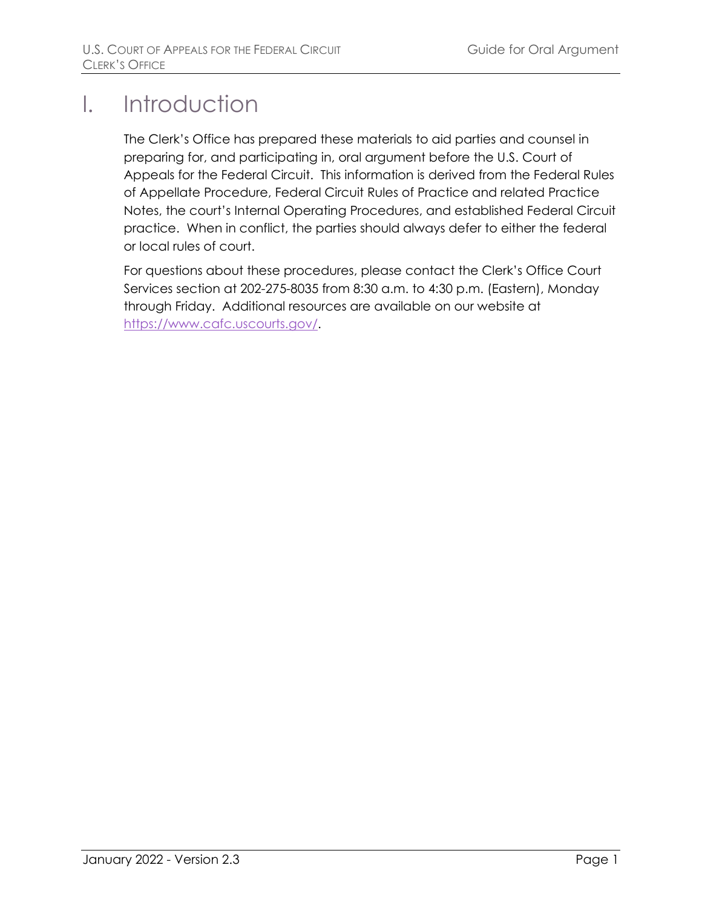# I. Introduction

The Clerk's Office has prepared these materials to aid parties and counsel in preparing for, and participating in, oral argument before the U.S. Court of Appeals for the Federal Circuit. This information is derived from the Federal Rules of Appellate Procedure, Federal Circuit Rules of Practice and related Practice Notes, the court's Internal Operating Procedures, and established Federal Circuit practice. When in conflict, the parties should always defer to either the federal or local rules of court.

For questions about these procedures, please contact the Clerk's Office Court Services section at 202-275-8035 from 8:30 a.m. to 4:30 p.m. (Eastern), Monday through Friday. Additional resources are available on our website at https://www.cafc.uscourts.gov/.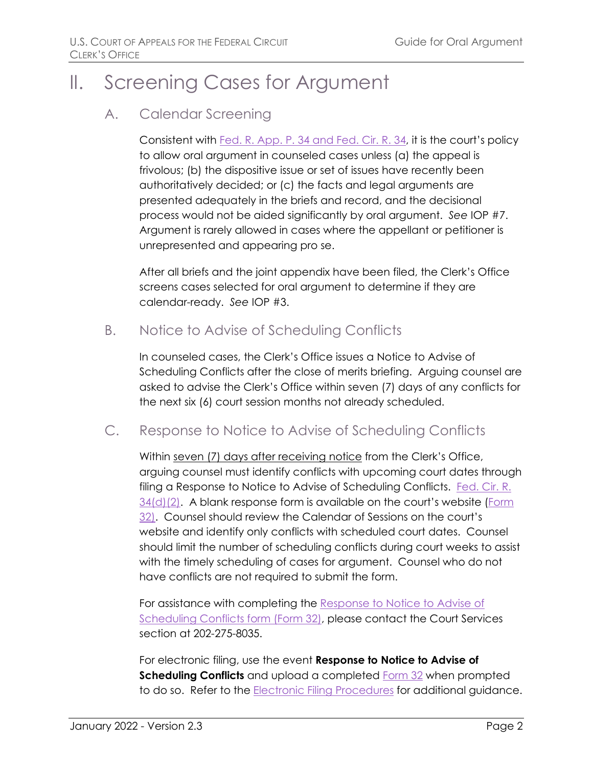# II. Screening Cases for Argument

## A. Calendar Screening

Consistent with Fed. R. App. P. 34 and Fed. Cir. R. 34, it is the court's policy to allow oral argument in counseled cases unless (a) the appeal is frivolous; (b) the dispositive issue or set of issues have recently been authoritatively decided; or (c) the facts and legal arguments are presented adequately in the briefs and record, and the decisional process would not be aided significantly by oral argument. *See* IOP #7. Argument is rarely allowed in cases where the appellant or petitioner is unrepresented and appearing pro se.

After all briefs and the joint appendix have been filed, the Clerk's Office screens cases selected for oral argument to determine if they are calendar-ready. *See* IOP #3.

## B. Notice to Advise of Scheduling Conflicts

In counseled cases, the Clerk's Office issues a Notice to Advise of Scheduling Conflicts after the close of merits briefing. Arguing counsel are asked to advise the Clerk's Office within seven (7) days of any conflicts for the next six (6) court session months not already scheduled.

## C. Response to Notice to Advise of Scheduling Conflicts

Within seven (7) days after receiving notice from the Clerk's Office, arguing counsel must identify conflicts with upcoming court dates through filing a Response to Notice to Advise of Scheduling Conflicts. Fed. Cir. R. 34(d)(2). A blank response form is available on the court's website (Form 32). Counsel should review the Calendar of Sessions on the court's website and identify only conflicts with scheduled court dates. Counsel should limit the number of scheduling conflicts during court weeks to assist with the timely scheduling of cases for argument. Counsel who do not have conflicts are not required to submit the form.

For assistance with completing the Response to Notice to Advise of Scheduling Conflicts form (Form 32), please contact the Court Services section at 202-275-8035.

For electronic filing, use the event **Response to Notice to Advise of Scheduling Conflicts** and upload a completed Form 32 when prompted to do so. Refer to the Electronic Filing Procedures for additional guidance.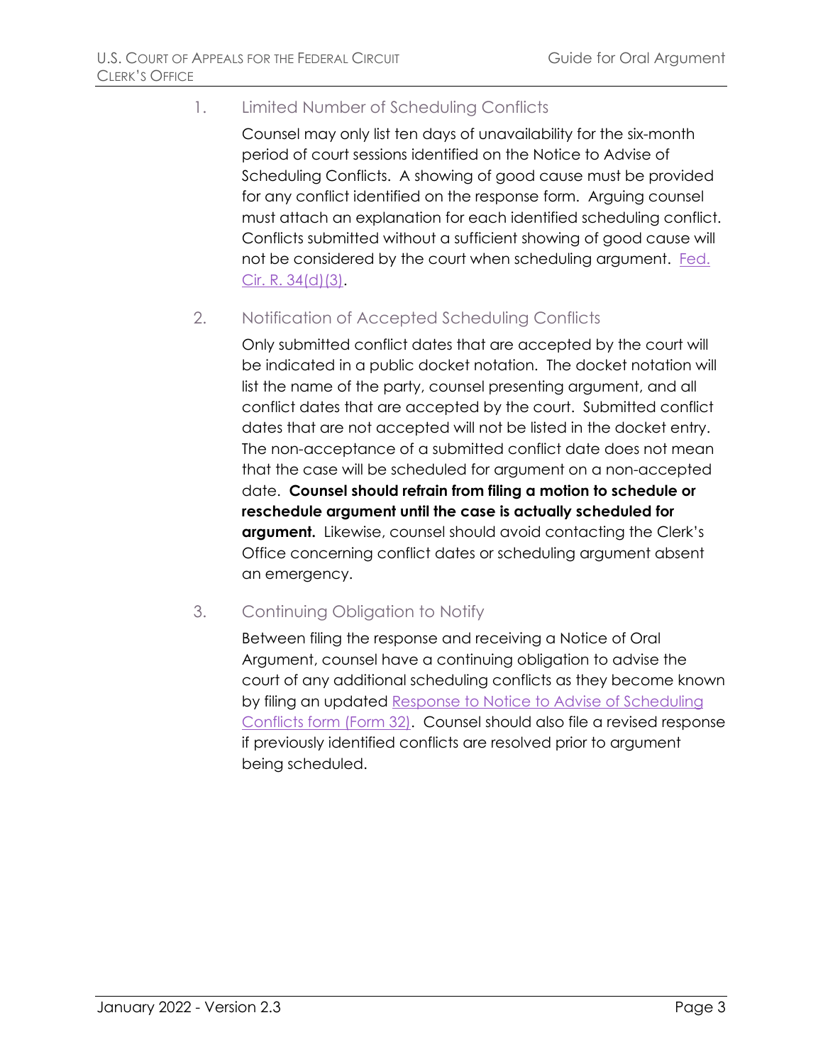### 1. Limited Number of Scheduling Conflicts

Counsel may only list ten days of unavailability for the six-month period of court sessions identified on the Notice to Advise of Scheduling Conflicts. A showing of good cause must be provided for any conflict identified on the response form. Arguing counsel must attach an explanation for each identified scheduling conflict. Conflicts submitted without a sufficient showing of good cause will not be considered by the court when scheduling argument. Fed. Cir. R. 34(d)(3).

### 2. Notification of Accepted Scheduling Conflicts

Only submitted conflict dates that are accepted by the court will be indicated in a public docket notation. The docket notation will list the name of the party, counsel presenting argument, and all conflict dates that are accepted by the court. Submitted conflict dates that are not accepted will not be listed in the docket entry. The non-acceptance of a submitted conflict date does not mean that the case will be scheduled for argument on a non-accepted date. **Counsel should refrain from filing a motion to schedule or reschedule argument until the case is actually scheduled for argument.** Likewise, counsel should avoid contacting the Clerk's Office concerning conflict dates or scheduling argument absent an emergency.

### 3. Continuing Obligation to Notify

Between filing the response and receiving a Notice of Oral Argument, counsel have a continuing obligation to advise the court of any additional scheduling conflicts as they become known by filing an updated Response to Notice to Advise of Scheduling Conflicts form (Form 32). Counsel should also file a revised response if previously identified conflicts are resolved prior to argument being scheduled.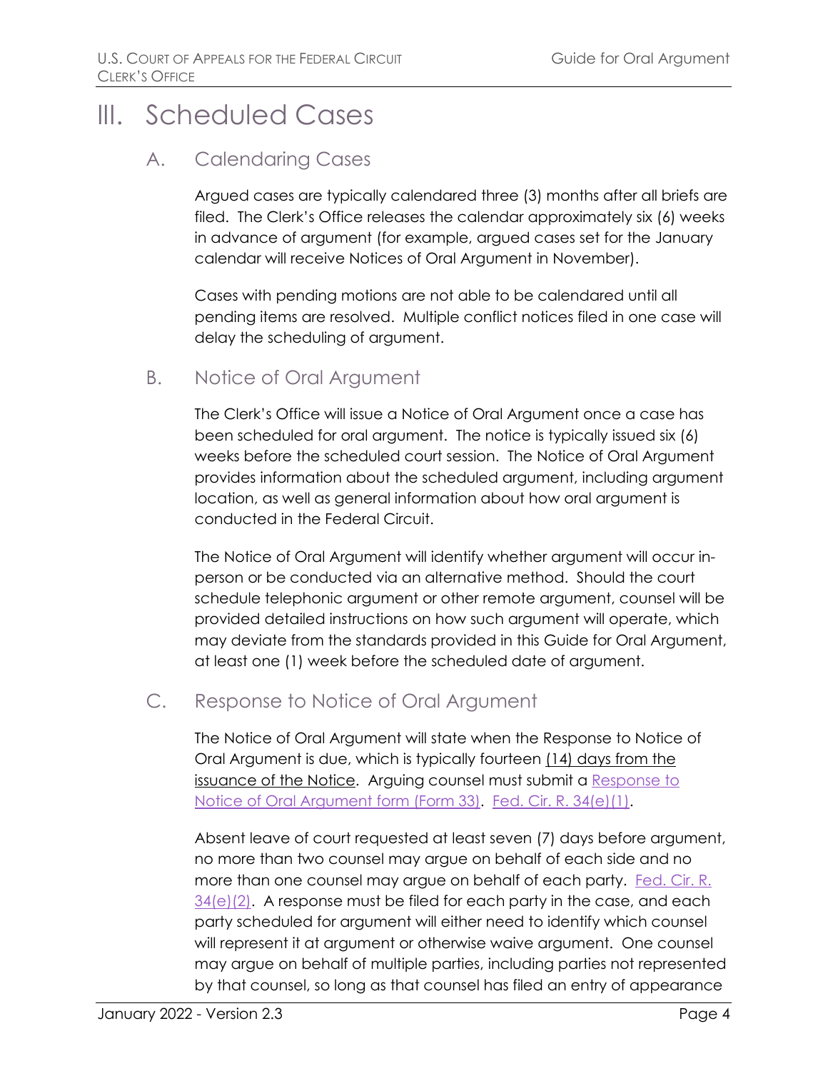# III. Scheduled Cases

## A. Calendaring Cases

Argued cases are typically calendared three (3) months after all briefs are filed. The Clerk's Office releases the calendar approximately six (6) weeks in advance of argument (for example, argued cases set for the January calendar will receive Notices of Oral Argument in November).

Cases with pending motions are not able to be calendared until all pending items are resolved. Multiple conflict notices filed in one case will delay the scheduling of argument.

## B. Notice of Oral Argument

The Clerk's Office will issue a Notice of Oral Argument once a case has been scheduled for oral argument. The notice is typically issued six (6) weeks before the scheduled court session. The Notice of Oral Argument provides information about the scheduled argument, including argument location, as well as general information about how oral argument is conducted in the Federal Circuit.

The Notice of Oral Argument will identify whether argument will occur in-person or be conducted via an alternative method. Should the court schedule telephonic argument or other remote argument, counsel will be provided detailed instructions on how such argument will operate, which may deviate from the standards provided in this Guide for Oral Argument, at least one (1) week before the scheduled date of argument.

## C. Response to Notice of Oral Argument

The Notice of Oral Argument will state when the Response to Notice of Oral Argument is due, which is typically fourteen (14) days from the issuance of the Notice. Arguing counsel must submit a Response to Notice of Oral Argument form (Form 33). Fed. Cir. R. 34(e)(1).

Absent leave of court requested at least seven (7) days before argument, no more than two counsel may argue on behalf of each side and no more than one counsel may argue on behalf of each party. Fed. Cir. R. 34(e)(2). A response must be filed for each party in the case, and each party scheduled for argument will either need to identify which counsel will represent it at argument or otherwise waive argument. One counsel may argue on behalf of multiple parties, including parties not represented by that counsel, so long as that counsel has filed an entry of appearance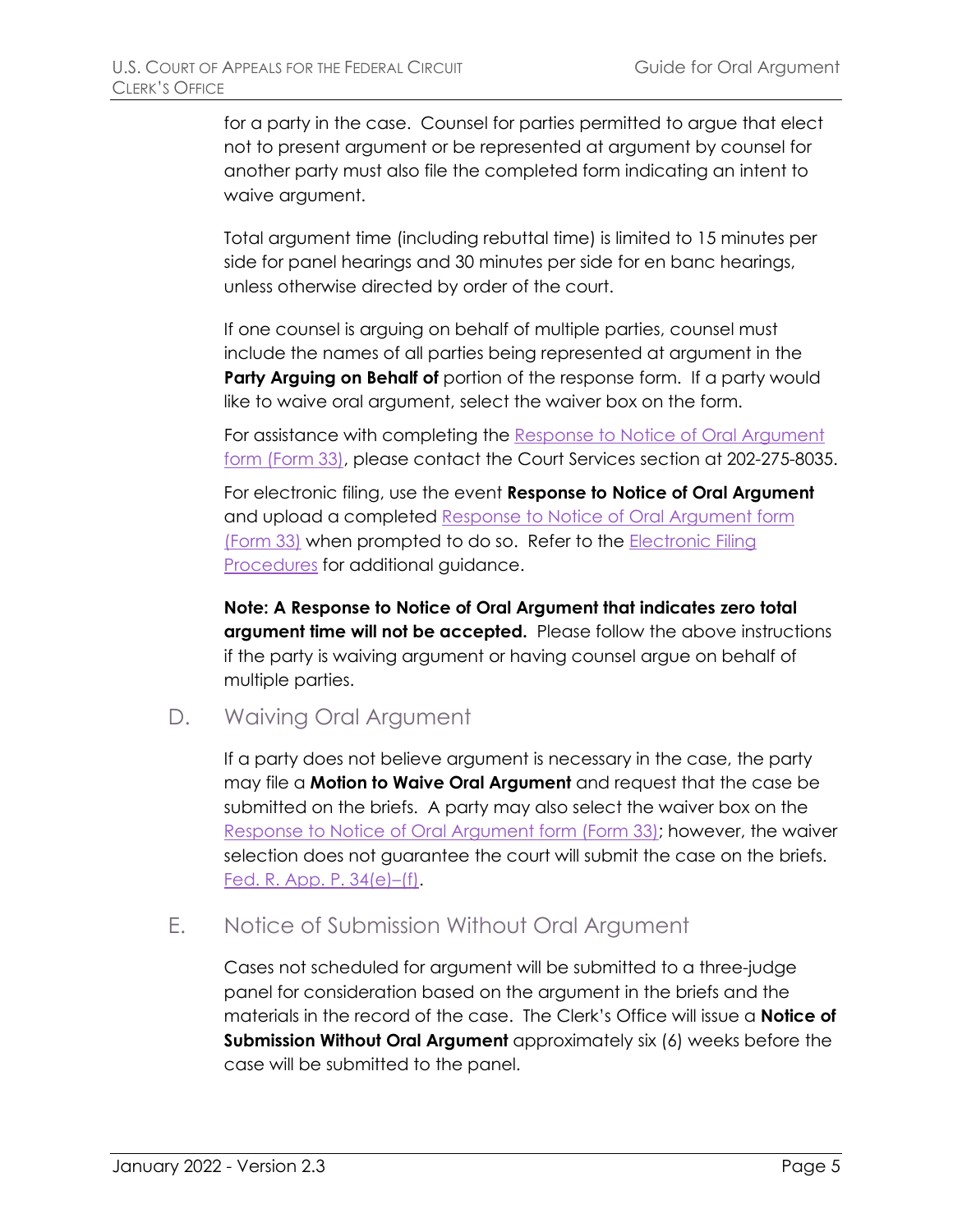for a party in the case. Counsel for parties permitted to argue that elect not to present argument or be represented at argument by counsel for another party must also file the completed form indicating an intent to waive argument.

Total argument time (including rebuttal time) is limited to 15 minutes per side for panel hearings and 30 minutes per side for en banc hearings, unless otherwise directed by order of the court.

If one counsel is arguing on behalf of multiple parties, counsel must include the names of all parties being represented at argument in the **Party Arguing on Behalf of** portion of the response form. If a party would like to waive oral argument, select the waiver box on the form.

For assistance with completing the Response to Notice of Oral Argument form (Form 33), please contact the Court Services section at 202-275-8035.

For electronic filing, use the event **Response to Notice of Oral Argument** and upload a completed Response to Notice of Oral Argument form (Form 33) when prompted to do so. Refer to the Electronic Filing Procedures for additional guidance.

**Note: A Response to Notice of Oral Argument that indicates zero total argument time will not be accepted.** Please follow the above instructions if the party is waiving argument or having counsel argue on behalf of multiple parties.

## D. Waiving Oral Argument

If a party does not believe argument is necessary in the case, the party may file a **Motion to Waive Oral Argument** and request that the case be submitted on the briefs. A party may also select the waiver box on the Response to Notice of Oral Argument form (Form 33); however, the waiver selection does not guarantee the court will submit the case on the briefs. Fed. R. App. P. 34(e)–(f).

## E. Notice of Submission Without Oral Argument

Cases not scheduled for argument will be submitted to a three-judge panel for consideration based on the argument in the briefs and the materials in the record of the case. The Clerk's Office will issue a **Notice of Submission Without Oral Argument** approximately six (6) weeks before the case will be submitted to the panel.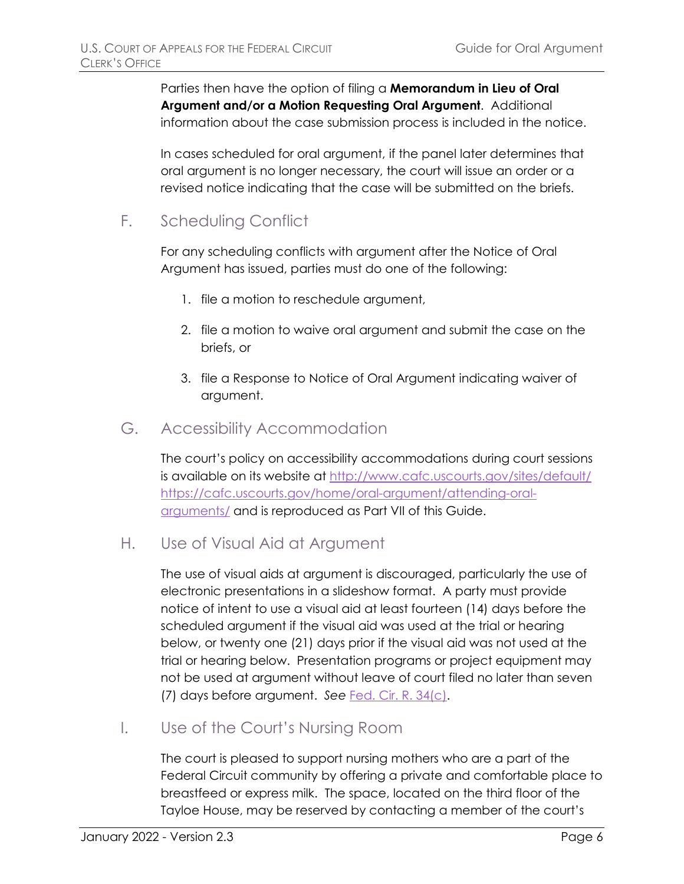Parties then have the option of filing a **Memorandum in Lieu of Oral Argument and/or a Motion Requesting Oral Argument**. Additional information about the case submission process is included in the notice.

In cases scheduled for oral argument, if the panel later determines that oral argument is no longer necessary, the court will issue an order or a revised notice indicating that the case will be submitted on the briefs.

## F. Scheduling Conflict

For any scheduling conflicts with argument after the Notice of Oral Argument has issued, parties must do one of the following:

1. file a motion to reschedule argument,
2. file a motion to waive oral argument and submit the case on the briefs, or
3. file a Response to Notice of Oral Argument indicating waiver of argument.

## G. Accessibility Accommodation

The court's policy on accessibility accommodations during court sessions is available on its website at http://www.cafc.uscourts.gov/sites/default/ https://cafc.uscourts.gov/home/oral-argument/attending-oral-arguments/ and is reproduced as Part VII of this Guide.

## H. Use of Visual Aid at Argument

The use of visual aids at argument is discouraged, particularly the use of electronic presentations in a slideshow format. A party must provide notice of intent to use a visual aid at least fourteen (14) days before the scheduled argument if the visual aid was used at the trial or hearing below, or twenty one (21) days prior if the visual aid was not used at the trial or hearing below. Presentation programs or project equipment may not be used at argument without leave of court filed no later than seven (7) days before argument. *See* Fed. Cir. R. 34(c).

## I. Use of the Court's Nursing Room

The court is pleased to support nursing mothers who are a part of the Federal Circuit community by offering a private and comfortable place to breastfeed or express milk. The space, located on the third floor of the Tayloe House, may be reserved by contacting a member of the court's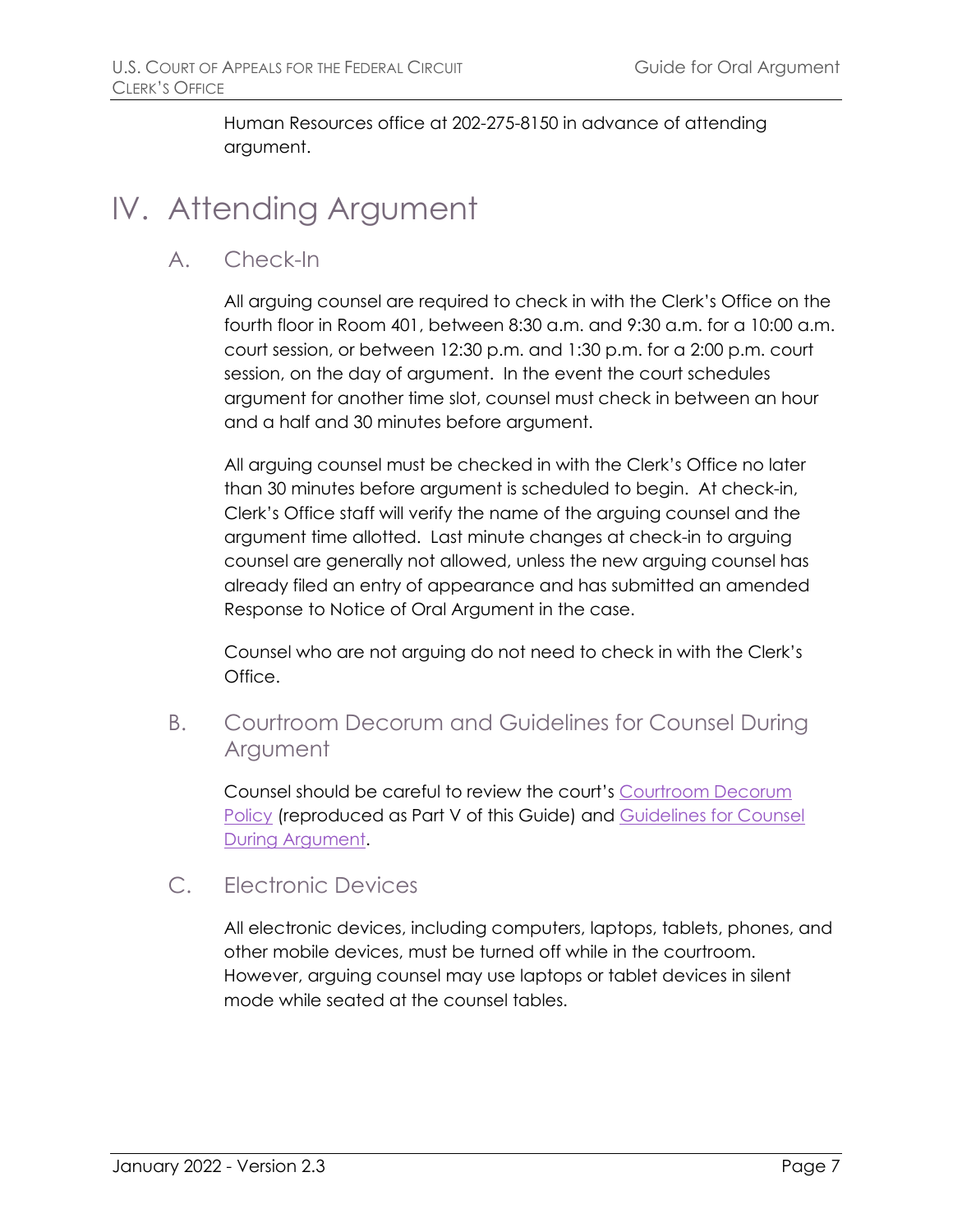Human Resources office at 202-275-8150 in advance of attending argument.

# IV. Attending Argument

## A. Check-In

All arguing counsel are required to check in with the Clerk's Office on the fourth floor in Room 401, between 8:30 a.m. and 9:30 a.m. for a 10:00 a.m. court session, or between 12:30 p.m. and 1:30 p.m. for a 2:00 p.m. court session, on the day of argument. In the event the court schedules argument for another time slot, counsel must check in between an hour and a half and 30 minutes before argument.

All arguing counsel must be checked in with the Clerk's Office no later than 30 minutes before argument is scheduled to begin. At check-in, Clerk's Office staff will verify the name of the arguing counsel and the argument time allotted. Last minute changes at check-in to arguing counsel are generally not allowed, unless the new arguing counsel has already filed an entry of appearance and has submitted an amended Response to Notice of Oral Argument in the case.

Counsel who are not arguing do not need to check in with the Clerk's Office.

## B. Courtroom Decorum and Guidelines for Counsel During Argument

Counsel should be careful to review the court's Courtroom Decorum Policy (reproduced as Part V of this Guide) and Guidelines for Counsel During Argument.

## C. Electronic Devices

All electronic devices, including computers, laptops, tablets, phones, and other mobile devices, must be turned off while in the courtroom. However, arguing counsel may use laptops or tablet devices in silent mode while seated at the counsel tables.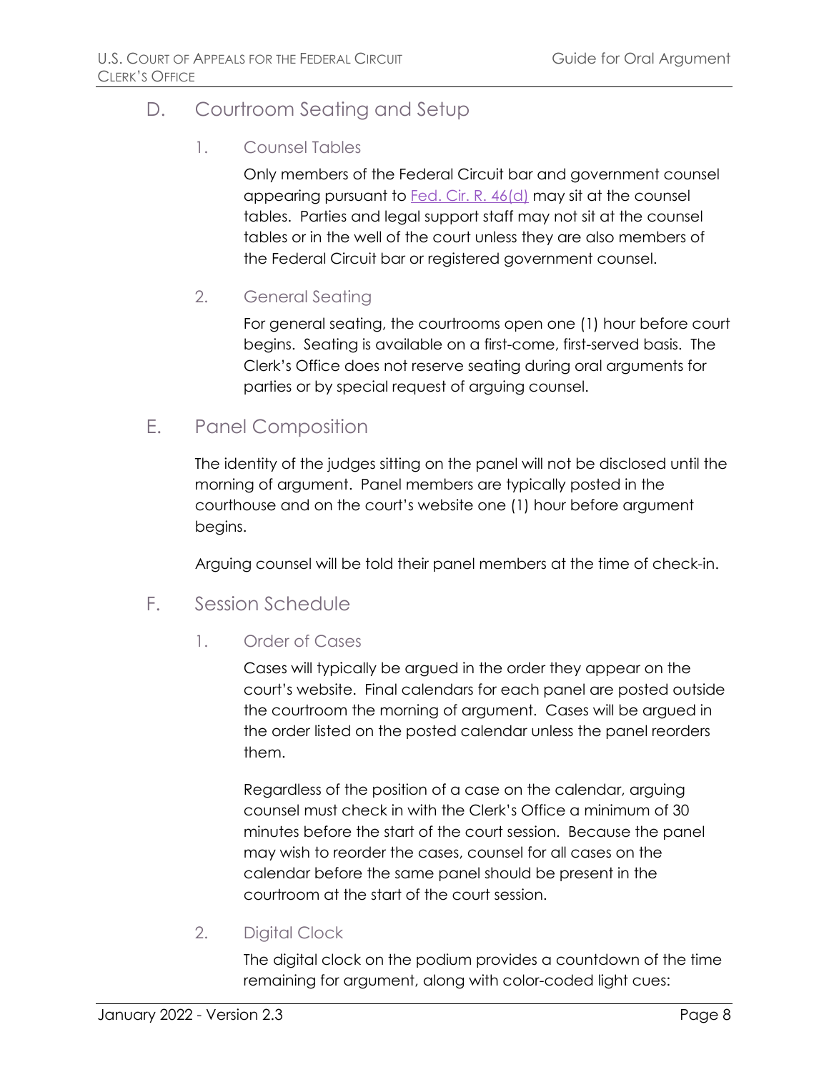## D. Courtroom Seating and Setup

### 1. Counsel Tables

Only members of the Federal Circuit bar and government counsel appearing pursuant to [Fed. Cir. R. 46(d)](#) may sit at the counsel tables. Parties and legal support staff may not sit at the counsel tables or in the well of the court unless they are also members of the Federal Circuit bar or registered government counsel.

### 2. General Seating

For general seating, the courtrooms open one (1) hour before court begins. Seating is available on a first-come, first-served basis. The Clerk's Office does not reserve seating during oral arguments for parties or by special request of arguing counsel.

## E. Panel Composition

The identity of the judges sitting on the panel will not be disclosed until the morning of argument. Panel members are typically posted in the courthouse and on the court's website one (1) hour before argument begins.

Arguing counsel will be told their panel members at the time of check-in.

## F. Session Schedule

### 1. Order of Cases

Cases will typically be argued in the order they appear on the court's website. Final calendars for each panel are posted outside the courtroom the morning of argument. Cases will be argued in the order listed on the posted calendar unless the panel reorders them.

Regardless of the position of a case on the calendar, arguing counsel must check in with the Clerk's Office a minimum of 30 minutes before the start of the court session. Because the panel may wish to reorder the cases, counsel for all cases on the calendar before the same panel should be present in the courtroom at the start of the court session.

### 2. Digital Clock

The digital clock on the podium provides a countdown of the time remaining for argument, along with color-coded light cues: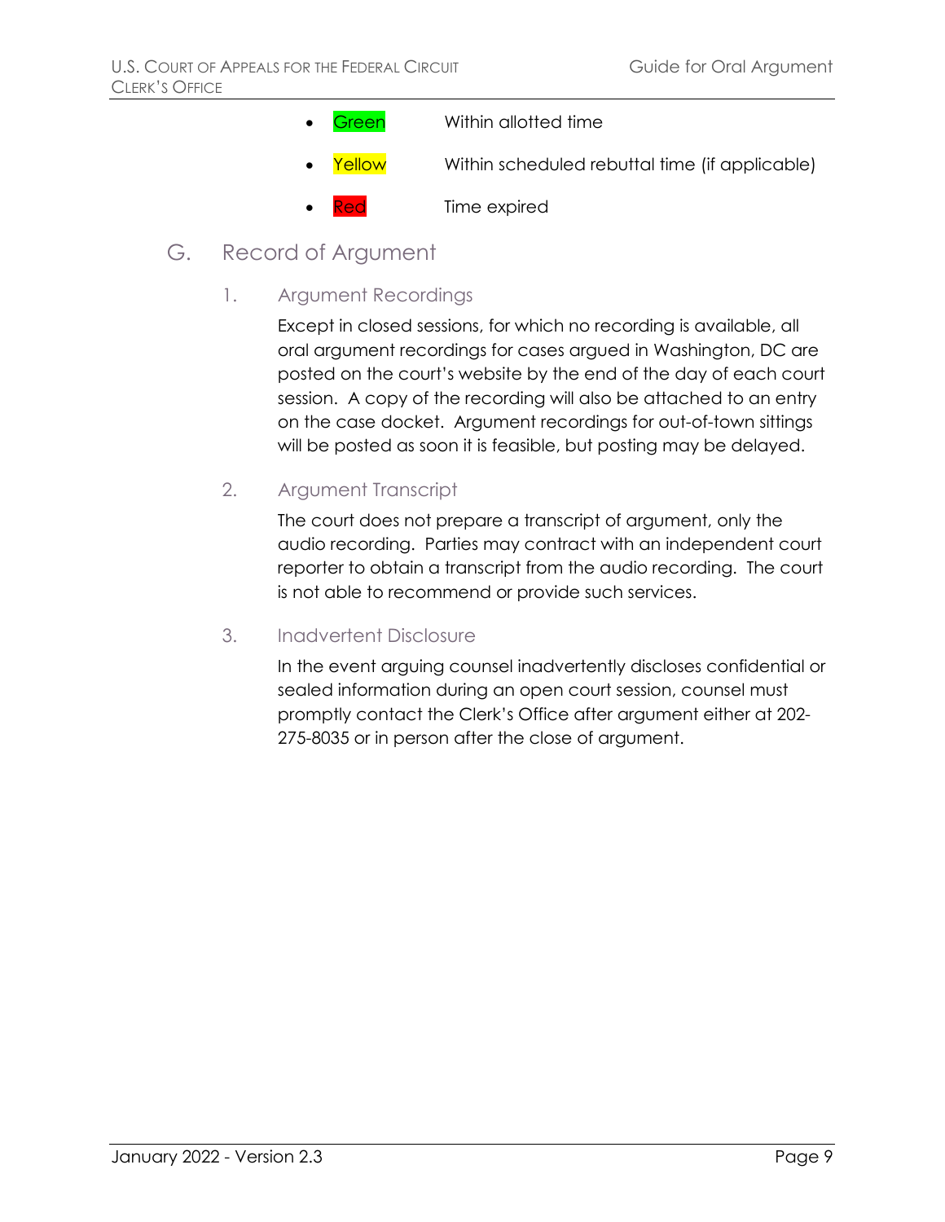- Green Within allotted time
- Yellow Within scheduled rebuttal time (if applicable)
- Red Time expired

## G. Record of Argument

### 1. Argument Recordings

Except in closed sessions, for which no recording is available, all oral argument recordings for cases argued in Washington, DC are posted on the court's website by the end of the day of each court session. A copy of the recording will also be attached to an entry on the case docket. Argument recordings for out-of-town sittings will be posted as soon it is feasible, but posting may be delayed.

### 2. Argument Transcript

The court does not prepare a transcript of argument, only the audio recording. Parties may contract with an independent court reporter to obtain a transcript from the audio recording. The court is not able to recommend or provide such services.

### 3. Inadvertent Disclosure

In the event arguing counsel inadvertently discloses confidential or sealed information during an open court session, counsel must promptly contact the Clerk's Office after argument either at 202-275-8035 or in person after the close of argument.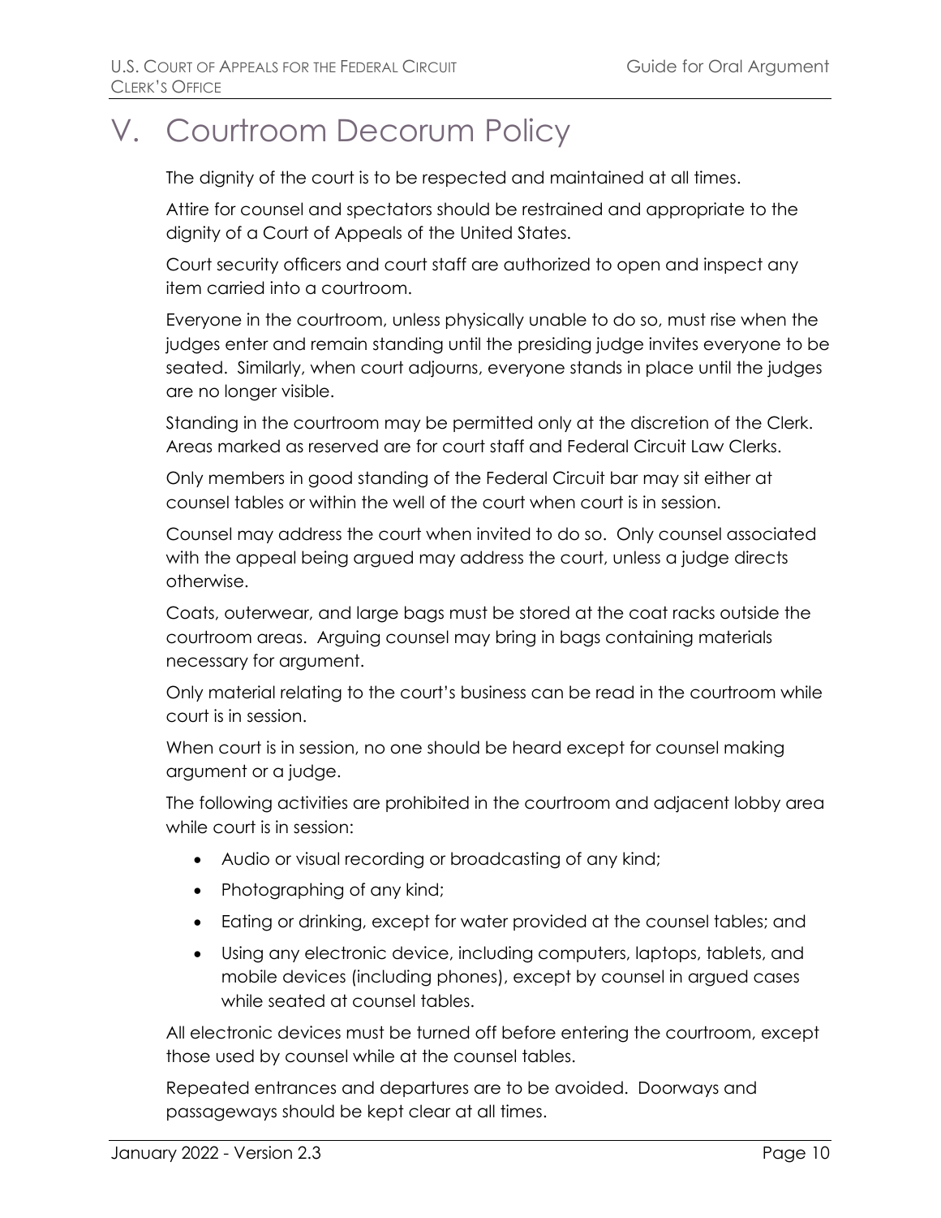# V. Courtroom Decorum Policy

The dignity of the court is to be respected and maintained at all times.

Attire for counsel and spectators should be restrained and appropriate to the dignity of a Court of Appeals of the United States.

Court security officers and court staff are authorized to open and inspect any item carried into a courtroom.

Everyone in the courtroom, unless physically unable to do so, must rise when the judges enter and remain standing until the presiding judge invites everyone to be seated. Similarly, when court adjourns, everyone stands in place until the judges are no longer visible.

Standing in the courtroom may be permitted only at the discretion of the Clerk. Areas marked as reserved are for court staff and Federal Circuit Law Clerks.

Only members in good standing of the Federal Circuit bar may sit either at counsel tables or within the well of the court when court is in session.

Counsel may address the court when invited to do so. Only counsel associated with the appeal being argued may address the court, unless a judge directs otherwise.

Coats, outerwear, and large bags must be stored at the coat racks outside the courtroom areas. Arguing counsel may bring in bags containing materials necessary for argument.

Only material relating to the court's business can be read in the courtroom while court is in session.

When court is in session, no one should be heard except for counsel making argument or a judge.

The following activities are prohibited in the courtroom and adjacent lobby area while court is in session:

- Audio or visual recording or broadcasting of any kind;
- Photographing of any kind;
- Eating or drinking, except for water provided at the counsel tables; and
- Using any electronic device, including computers, laptops, tablets, and mobile devices (including phones), except by counsel in argued cases while seated at counsel tables.

All electronic devices must be turned off before entering the courtroom, except those used by counsel while at the counsel tables.

Repeated entrances and departures are to be avoided. Doorways and passageways should be kept clear at all times.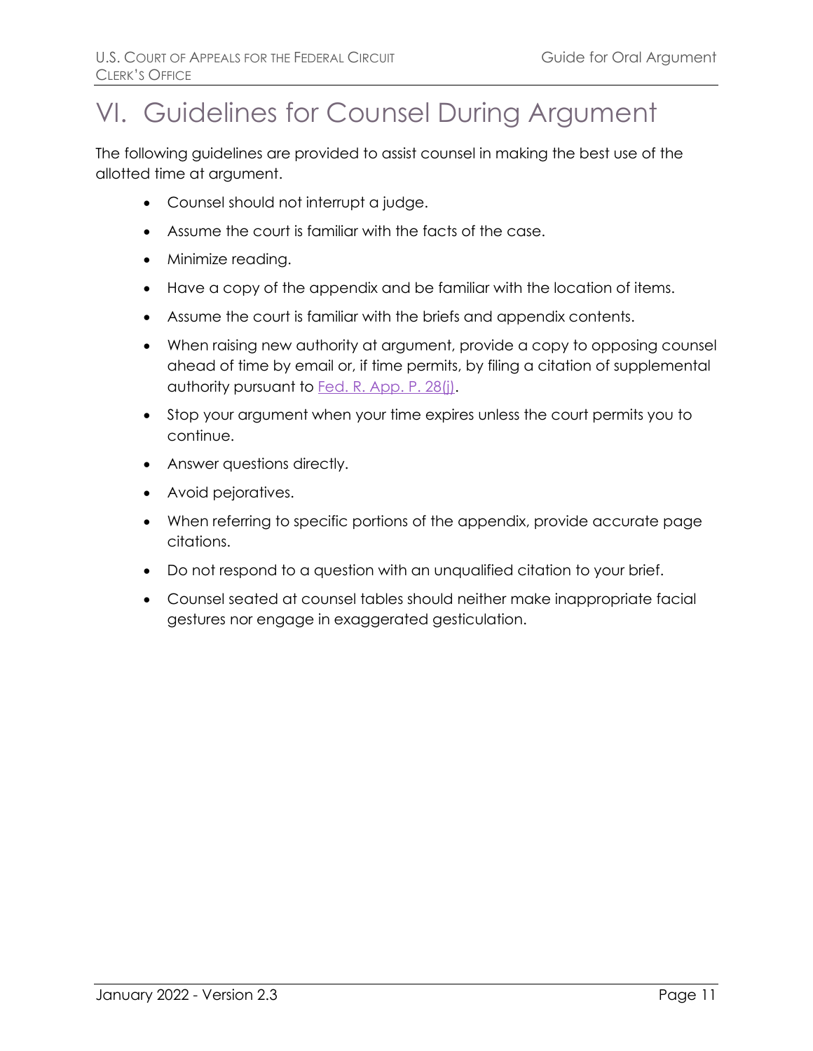# VI. Guidelines for Counsel During Argument

The following guidelines are provided to assist counsel in making the best use of the allotted time at argument.

- Counsel should not interrupt a judge.
- Assume the court is familiar with the facts of the case.
- Minimize reading.
- Have a copy of the appendix and be familiar with the location of items.
- Assume the court is familiar with the briefs and appendix contents.
- When raising new authority at argument, provide a copy to opposing counsel ahead of time by email or, if time permits, by filing a citation of supplemental authority pursuant to Fed. R. App. P. 28(j).
- Stop your argument when your time expires unless the court permits you to continue.
- Answer questions directly.
- Avoid pejoratives.
- When referring to specific portions of the appendix, provide accurate page citations.
- Do not respond to a question with an unqualified citation to your brief.
- Counsel seated at counsel tables should neither make inappropriate facial gestures nor engage in exaggerated gesticulation.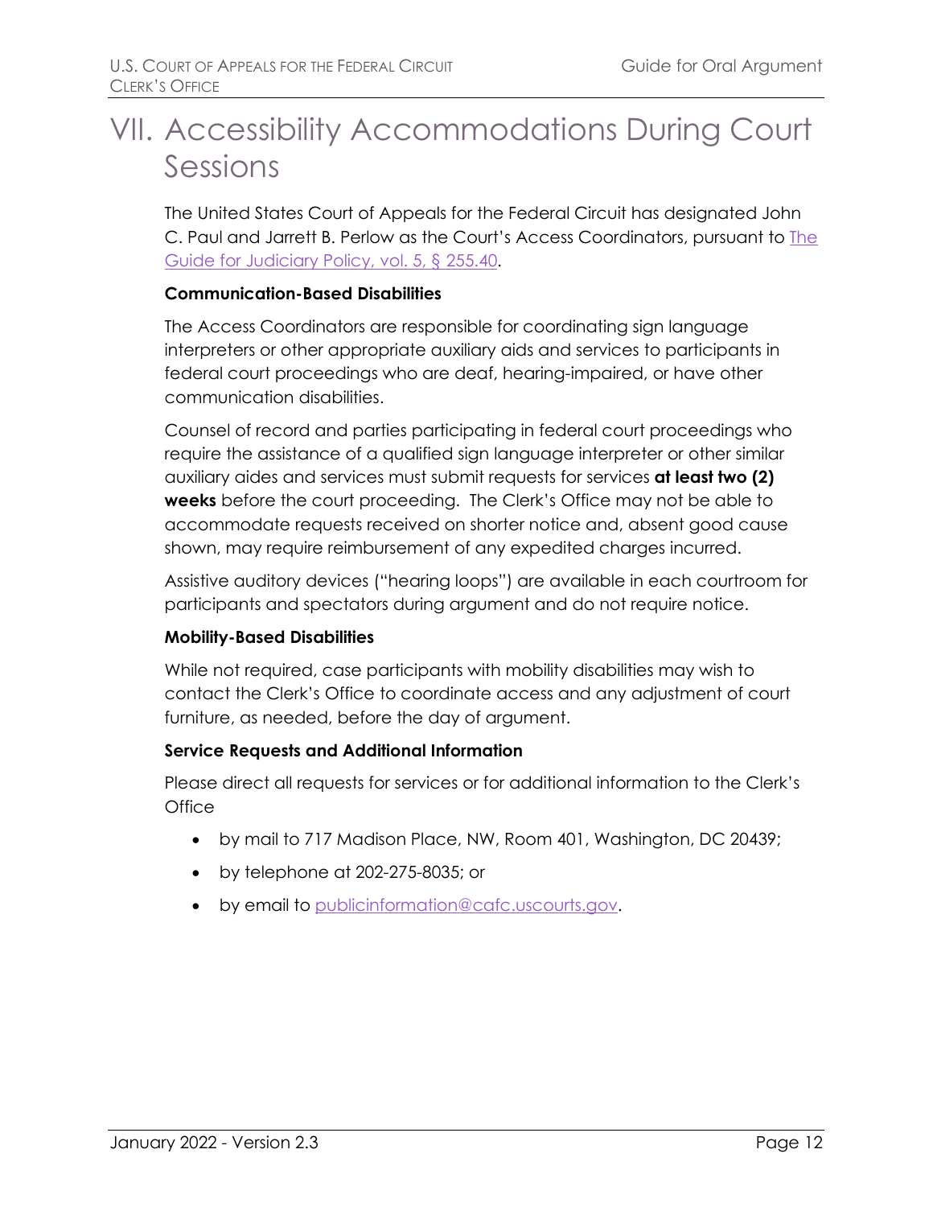# VII. Accessibility Accommodations During Court Sessions

The United States Court of Appeals for the Federal Circuit has designated John C. Paul and Jarrett B. Perlow as the Court's Access Coordinators, pursuant to [The Guide for Judiciary Policy, vol. 5, § 255.40](#).

### Communication-Based Disabilities

The Access Coordinators are responsible for coordinating sign language interpreters or other appropriate auxiliary aids and services to participants in federal court proceedings who are deaf, hearing-impaired, or have other communication disabilities.

Counsel of record and parties participating in federal court proceedings who require the assistance of a qualified sign language interpreter or other similar auxiliary aides and services must submit requests for services **at least two (2) weeks** before the court proceeding. The Clerk's Office may not be able to accommodate requests received on shorter notice and, absent good cause shown, may require reimbursement of any expedited charges incurred.

Assistive auditory devices ("hearing loops") are available in each courtroom for participants and spectators during argument and do not require notice.

### Mobility-Based Disabilities

While not required, case participants with mobility disabilities may wish to contact the Clerk's Office to coordinate access and any adjustment of court furniture, as needed, before the day of argument.

### Service Requests and Additional Information

Please direct all requests for services or for additional information to the Clerk's Office

- by mail to 717 Madison Place, NW, Room 401, Washington, DC 20439;
- by telephone at 202-275-8035; or
- by email to publicinformation@cafc.uscourts.gov.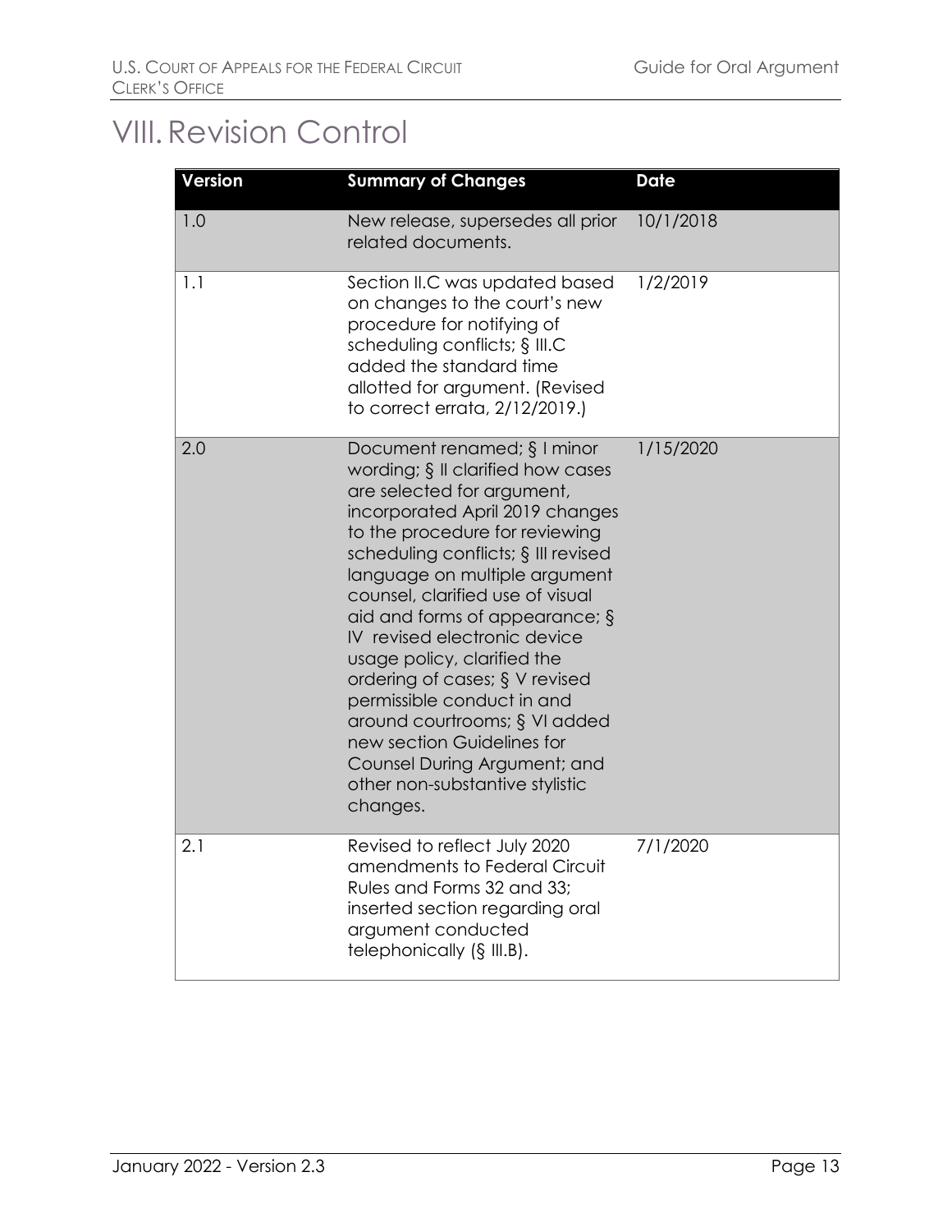# VIII. Revision Control

| Version | Summary of Changes | Date |
| --- | --- | --- |
| 1.0 | New release, supersedes all prior related documents. | 10/1/2018 |
| 1.1 | Section II.C was updated based on changes to the court's new procedure for notifying of scheduling conflicts; § III.C added the standard time allotted for argument. (Revised to correct errata, 2/12/2019.) | 1/2/2019 |
| 2.0 | Document renamed; § I minor wording; § II clarified how cases are selected for argument, incorporated April 2019 changes to the procedure for reviewing scheduling conflicts; § III revised language on multiple argument counsel, clarified use of visual aid and forms of appearance; § IV revised electronic device usage policy, clarified the ordering of cases; § V revised permissible conduct in and around courtrooms; § VI added new section Guidelines for Counsel During Argument; and other non-substantive stylistic changes. | 1/15/2020 |
| 2.1 | Revised to reflect July 2020 amendments to Federal Circuit Rules and Forms 32 and 33; inserted section regarding oral argument conducted telephonically (§ III.B). | 7/1/2020 |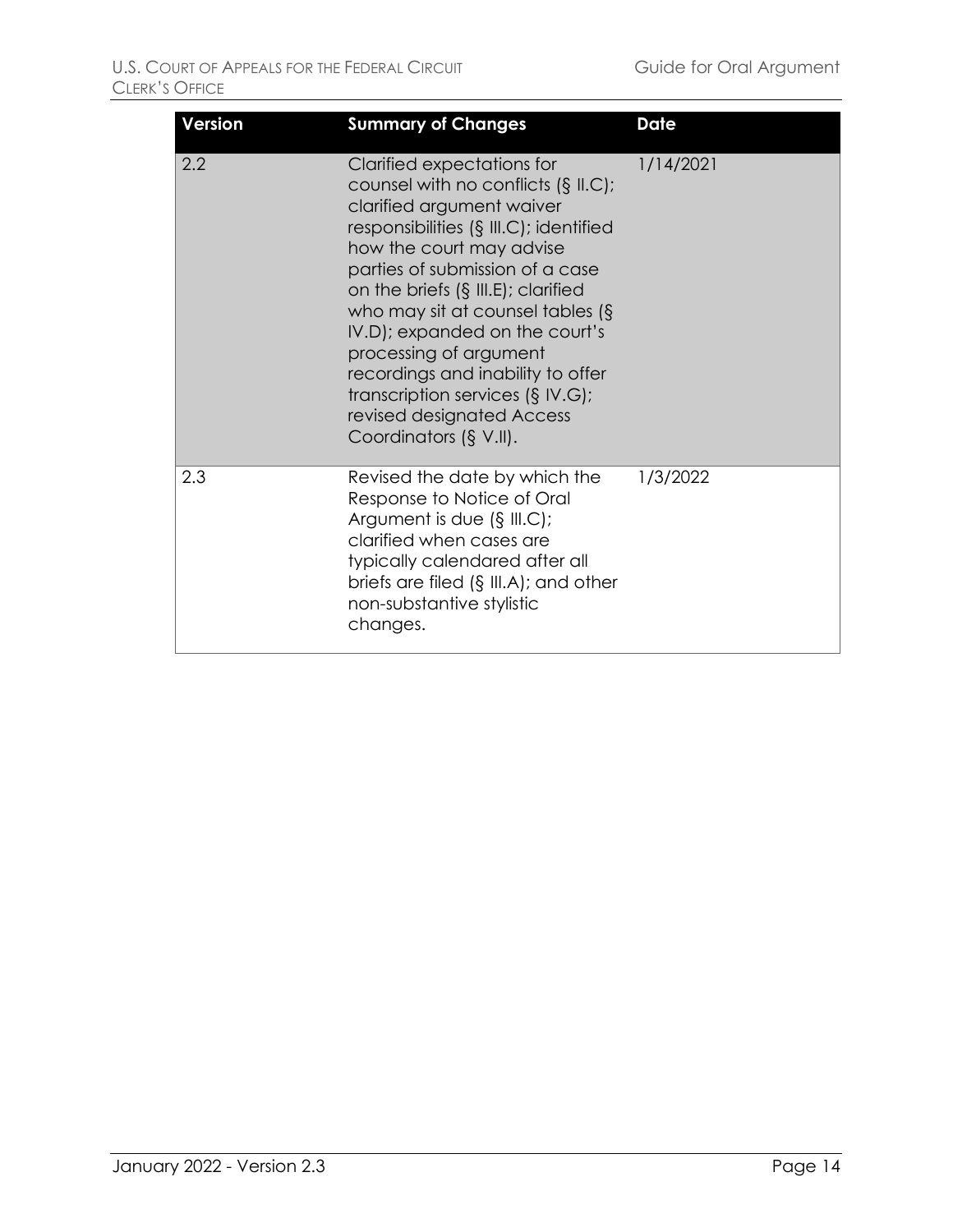| Version | Summary of Changes | Date |
|---|---|---|
| 2.2 | Clarified expectations for counsel with no conflicts (§ II.C); clarified argument waiver responsibilities (§ III.C); identified how the court may advise parties of submission of a case on the briefs (§ III.E); clarified who may sit at counsel tables (§ IV.D); expanded on the court's processing of argument recordings and inability to offer transcription services (§ IV.G); revised designated Access Coordinators (§ V.II). | 1/14/2021 |
| 2.3 | Revised the date by which the Response to Notice of Oral Argument is due (§ III.C); clarified when cases are typically calendared after all briefs are filed (§ III.A); and other non-substantive stylistic changes. | 1/3/2022 |